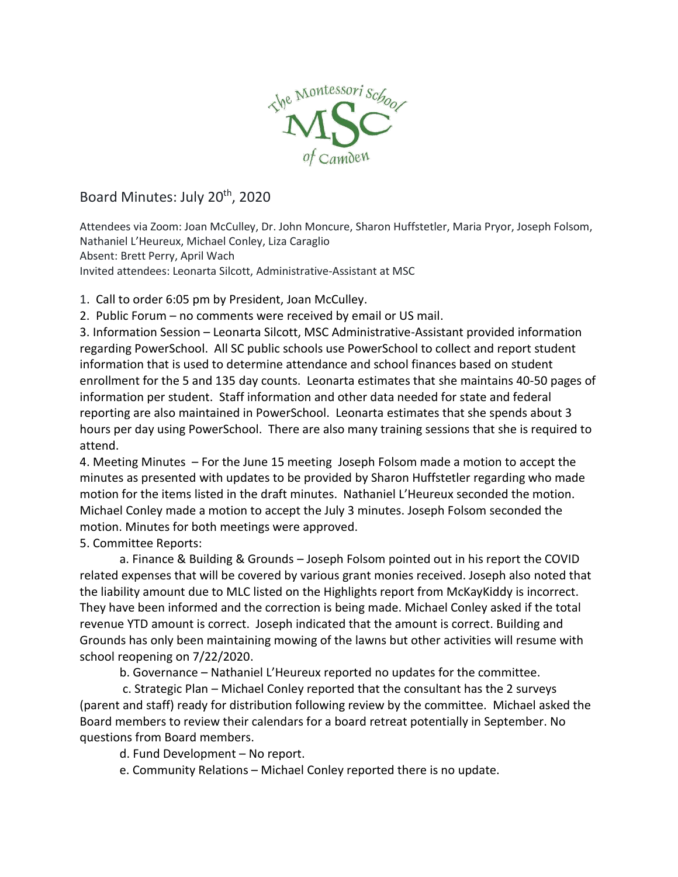The Montessori School

MSC

of Camden

# Board Minutes: July 20th, 2020

Attendees via Zoom: Joan McCulley, Dr. John Moncure, Sharon Huffstetler, Maria Pryor, Joseph Folsom, Nathaniel L'Heureux, Michael Conley, Liza Caraglio
Absent: Brett Perry, April Wach
Invited attendees: Leonarta Silcott, Administrative-Assistant at MSC

1. Call to order 6:05 pm by President, Joan McCulley.
2. Public Forum – no comments were received by email or US mail.
3. Information Session – Leonarta Silcott, MSC Administrative-Assistant provided information regarding PowerSchool. All SC public schools use PowerSchool to collect and report student information that is used to determine attendance and school finances based on student enrollment for the 5 and 135 day counts. Leonarta estimates that she maintains 40-50 pages of information per student. Staff information and other data needed for state and federal reporting are also maintained in PowerSchool. Leonarta estimates that she spends about 3 hours per day using PowerSchool. There are also many training sessions that she is required to attend.
4. Meeting Minutes – For the June 15 meeting Joseph Folsom made a motion to accept the minutes as presented with updates to be provided by Sharon Huffstetler regarding who made motion for the items listed in the draft minutes. Nathaniel L'Heureux seconded the motion. Michael Conley made a motion to accept the July 3 minutes. Joseph Folsom seconded the motion. Minutes for both meetings were approved.
5. Committee Reports:
   a. Finance & Building & Grounds – Joseph Folsom pointed out in his report the COVID related expenses that will be covered by various grant monies received. Joseph also noted that the liability amount due to MLC listed on the Highlights report from McKayKiddy is incorrect. They have been informed and the correction is being made. Michael Conley asked if the total revenue YTD amount is correct. Joseph indicated that the amount is correct. Building and Grounds has only been maintaining mowing of the lawns but other activities will resume with school reopening on 7/22/2020.
   b. Governance – Nathaniel L'Heureux reported no updates for the committee.
   c. Strategic Plan – Michael Conley reported that the consultant has the 2 surveys (parent and staff) ready for distribution following review by the committee. Michael asked the Board members to review their calendars for a board retreat potentially in September. No questions from Board members.
   d. Fund Development – No report.
   e. Community Relations – Michael Conley reported there is no update.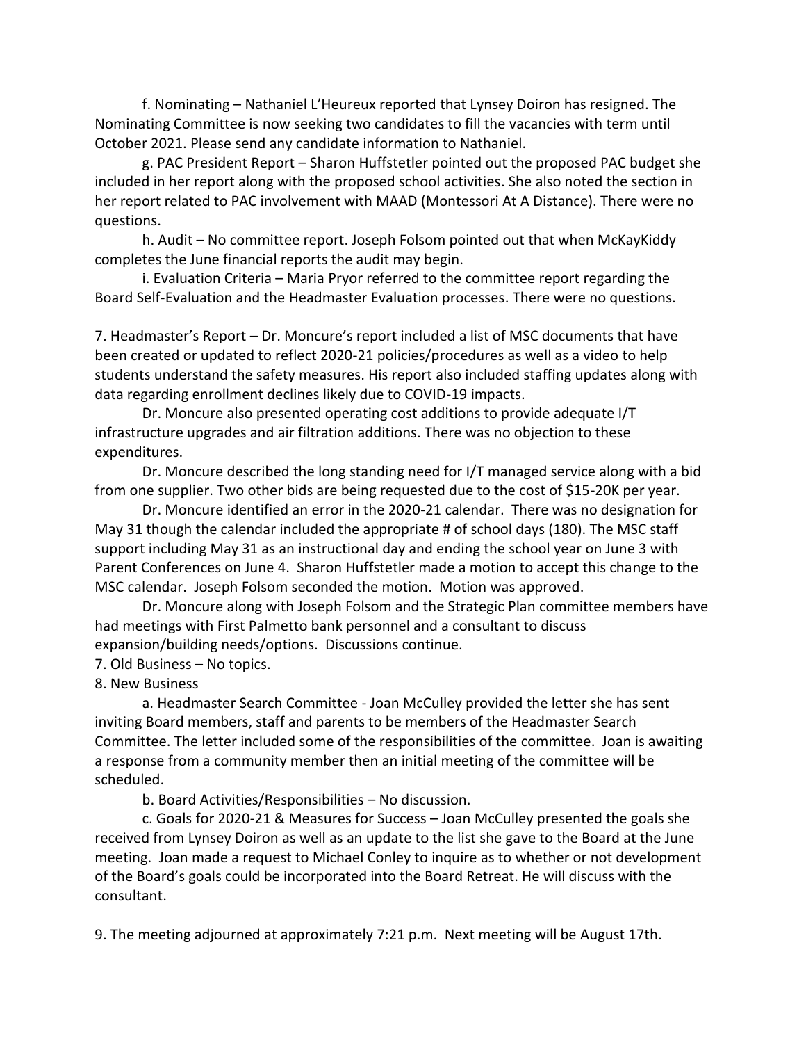f. Nominating – Nathaniel L'Heureux reported that Lynsey Doiron has resigned. The Nominating Committee is now seeking two candidates to fill the vacancies with term until October 2021. Please send any candidate information to Nathaniel.

g. PAC President Report – Sharon Huffstetler pointed out the proposed PAC budget she included in her report along with the proposed school activities. She also noted the section in her report related to PAC involvement with MAAD (Montessori At A Distance). There were no questions.

h. Audit – No committee report. Joseph Folsom pointed out that when McKayKiddy completes the June financial reports the audit may begin.

i. Evaluation Criteria – Maria Pryor referred to the committee report regarding the Board Self-Evaluation and the Headmaster Evaluation processes. There were no questions.

7. Headmaster's Report – Dr. Moncure's report included a list of MSC documents that have been created or updated to reflect 2020-21 policies/procedures as well as a video to help students understand the safety measures. His report also included staffing updates along with data regarding enrollment declines likely due to COVID-19 impacts.

Dr. Moncure also presented operating cost additions to provide adequate I/T infrastructure upgrades and air filtration additions. There was no objection to these expenditures.

Dr. Moncure described the long standing need for I/T managed service along with a bid from one supplier. Two other bids are being requested due to the cost of $15-20K per year.

Dr. Moncure identified an error in the 2020-21 calendar. There was no designation for May 31 though the calendar included the appropriate # of school days (180). The MSC staff support including May 31 as an instructional day and ending the school year on June 3 with Parent Conferences on June 4. Sharon Huffstetler made a motion to accept this change to the MSC calendar. Joseph Folsom seconded the motion. Motion was approved.

Dr. Moncure along with Joseph Folsom and the Strategic Plan committee members have had meetings with First Palmetto bank personnel and a consultant to discuss expansion/building needs/options. Discussions continue.

7. Old Business – No topics.

8. New Business

a. Headmaster Search Committee - Joan McCulley provided the letter she has sent inviting Board members, staff and parents to be members of the Headmaster Search Committee. The letter included some of the responsibilities of the committee. Joan is awaiting a response from a community member then an initial meeting of the committee will be scheduled.

b. Board Activities/Responsibilities – No discussion.

c. Goals for 2020-21 & Measures for Success – Joan McCulley presented the goals she received from Lynsey Doiron as well as an update to the list she gave to the Board at the June meeting. Joan made a request to Michael Conley to inquire as to whether or not development of the Board's goals could be incorporated into the Board Retreat. He will discuss with the consultant.

9. The meeting adjourned at approximately 7:21 p.m. Next meeting will be August 17th.